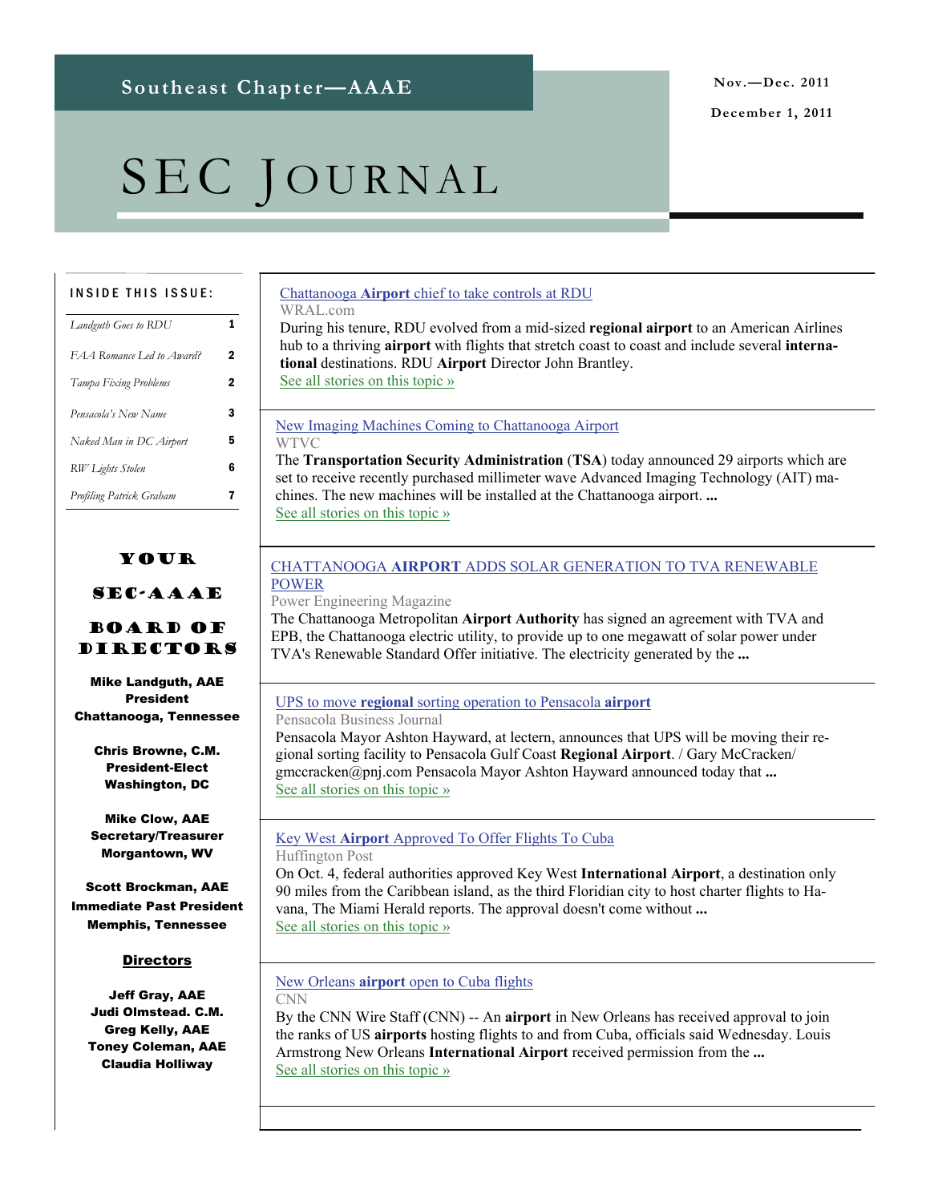Southeast Chapter—AAAE

Nov.—Dec. 2011

December 1, 2011

# SEC Journal

**INSIDE THIS ISSUE:**

| | |
|---|---|
| *Landguth Goes to RDU* | 1 |
| *FAA Romance Led to Award?* | 2 |
| *Tampa Fixing Problems* | 2 |
| *Pensacola's New Name* | 3 |
| *Naked Man in DC Airport* | 5 |
| *RW Lights Stolen* | 6 |
| *Profiling Patrick Graham* | 7 |

## YOUR SEC-AAAE BOARD OF DIRECTORS

**Mike Landguth, AAE**
**President**
**Chattanooga, Tennessee**

**Chris Browne, C.M.**
**President-Elect**
**Washington, DC**

**Mike Clow, AAE**
**Secretary/Treasurer**
**Morgantown, WV**

**Scott Brockman, AAE**
**Immediate Past President**
**Memphis, Tennessee**

**Directors**

**Jeff Gray, AAE**
**Judi Olmstead. C.M.**
**Greg Kelly, AAE**
**Toney Coleman, AAE**
**Claudia Holliway**

---

### Chattanooga **Airport** chief to take controls at RDU

WRAL.com

During his tenure, RDU evolved from a mid-sized **regional airport** to an American Airlines hub to a thriving **airport** with flights that stretch coast to coast and include several **international** destinations. RDU **Airport** Director John Brantley.

See all stories on this topic »

### New Imaging Machines Coming to Chattanooga Airport

WTVC

The **Transportation Security Administration** (**TSA**) today announced 29 airports which are set to receive recently purchased millimeter wave Advanced Imaging Technology (AIT) machines. The new machines will be installed at the Chattanooga airport. **...**

See all stories on this topic »

### CHATTANOOGA **AIRPORT** ADDS SOLAR GENERATION TO TVA RENEWABLE POWER

Power Engineering Magazine

The Chattanooga Metropolitan **Airport Authority** has signed an agreement with TVA and EPB, the Chattanooga electric utility, to provide up to one megawatt of solar power under TVA's Renewable Standard Offer initiative. The electricity generated by the **...**

### UPS to move **regional** sorting operation to Pensacola **airport**

Pensacola Business Journal

Pensacola Mayor Ashton Hayward, at lectern, announces that UPS will be moving their regional sorting facility to Pensacola Gulf Coast **Regional Airport**. / Gary McCracken/ gmccracken@pnj.com Pensacola Mayor Ashton Hayward announced today that **...**

See all stories on this topic »

### Key West **Airport** Approved To Offer Flights To Cuba

Huffington Post

On Oct. 4, federal authorities approved Key West **International Airport**, a destination only 90 miles from the Caribbean island, as the third Floridian city to host charter flights to Havana, The Miami Herald reports. The approval doesn't come without **...**

See all stories on this topic »

### New Orleans **airport** open to Cuba flights

CNN

By the CNN Wire Staff (CNN) -- An **airport** in New Orleans has received approval to join the ranks of US **airports** hosting flights to and from Cuba, officials said Wednesday. Louis Armstrong New Orleans **International Airport** received permission from the **...**

See all stories on this topic »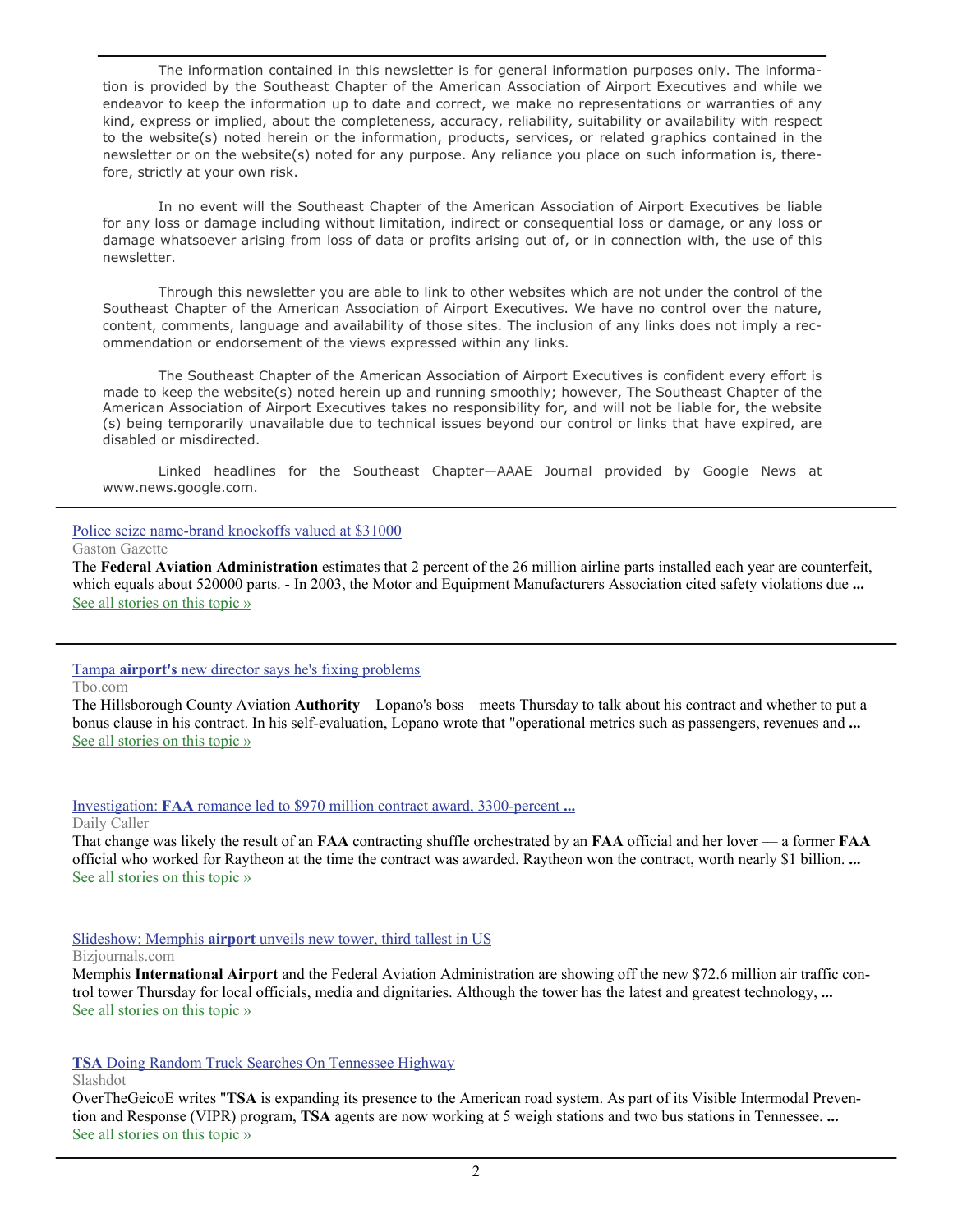The information contained in this newsletter is for general information purposes only. The information is provided by the Southeast Chapter of the American Association of Airport Executives and while we endeavor to keep the information up to date and correct, we make no representations or warranties of any kind, express or implied, about the completeness, accuracy, reliability, suitability or availability with respect to the website(s) noted herein or the information, products, services, or related graphics contained in the newsletter or on the website(s) noted for any purpose. Any reliance you place on such information is, therefore, strictly at your own risk.

In no event will the Southeast Chapter of the American Association of Airport Executives be liable for any loss or damage including without limitation, indirect or consequential loss or damage, or any loss or damage whatsoever arising from loss of data or profits arising out of, or in connection with, the use of this newsletter.

Through this newsletter you are able to link to other websites which are not under the control of the Southeast Chapter of the American Association of Airport Executives. We have no control over the nature, content, comments, language and availability of those sites. The inclusion of any links does not imply a recommendation or endorsement of the views expressed within any links.

The Southeast Chapter of the American Association of Airport Executives is confident every effort is made to keep the website(s) noted herein up and running smoothly; however, The Southeast Chapter of the American Association of Airport Executives takes no responsibility for, and will not be liable for, the website(s) being temporarily unavailable due to technical issues beyond our control or links that have expired, are disabled or misdirected.

Linked headlines for the Southeast Chapter—AAAE Journal provided by Google News at www.news.google.com.

---

Police seize name-brand knockoffs valued at $31000

Gaston Gazette

The **Federal Aviation Administration** estimates that 2 percent of the 26 million airline parts installed each year are counterfeit, which equals about 520000 parts. - In 2003, the Motor and Equipment Manufacturers Association cited safety violations due **...**

See all stories on this topic »

---

Tampa **airport's** new director says he's fixing problems

Tbo.com

The Hillsborough County Aviation **Authority** – Lopano's boss – meets Thursday to talk about his contract and whether to put a bonus clause in his contract. In his self-evaluation, Lopano wrote that "operational metrics such as passengers, revenues and **...**

See all stories on this topic »

---

Investigation: **FAA** romance led to $970 million contract award, 3300-percent **...**

Daily Caller

That change was likely the result of an **FAA** contracting shuffle orchestrated by an **FAA** official and her lover — a former **FAA** official who worked for Raytheon at the time the contract was awarded. Raytheon won the contract, worth nearly $1 billion. **...**

See all stories on this topic »

---

Slideshow: Memphis **airport** unveils new tower, third tallest in US

Bizjournals.com

Memphis **International Airport** and the Federal Aviation Administration are showing off the new $72.6 million air traffic control tower Thursday for local officials, media and dignitaries. Although the tower has the latest and greatest technology, **...**

See all stories on this topic »

---

**TSA** Doing Random Truck Searches On Tennessee Highway

Slashdot

OverTheGeicoE writes "**TSA** is expanding its presence to the American road system. As part of its Visible Intermodal Prevention and Response (VIPR) program, **TSA** agents are now working at 5 weigh stations and two bus stations in Tennessee. **...**

See all stories on this topic »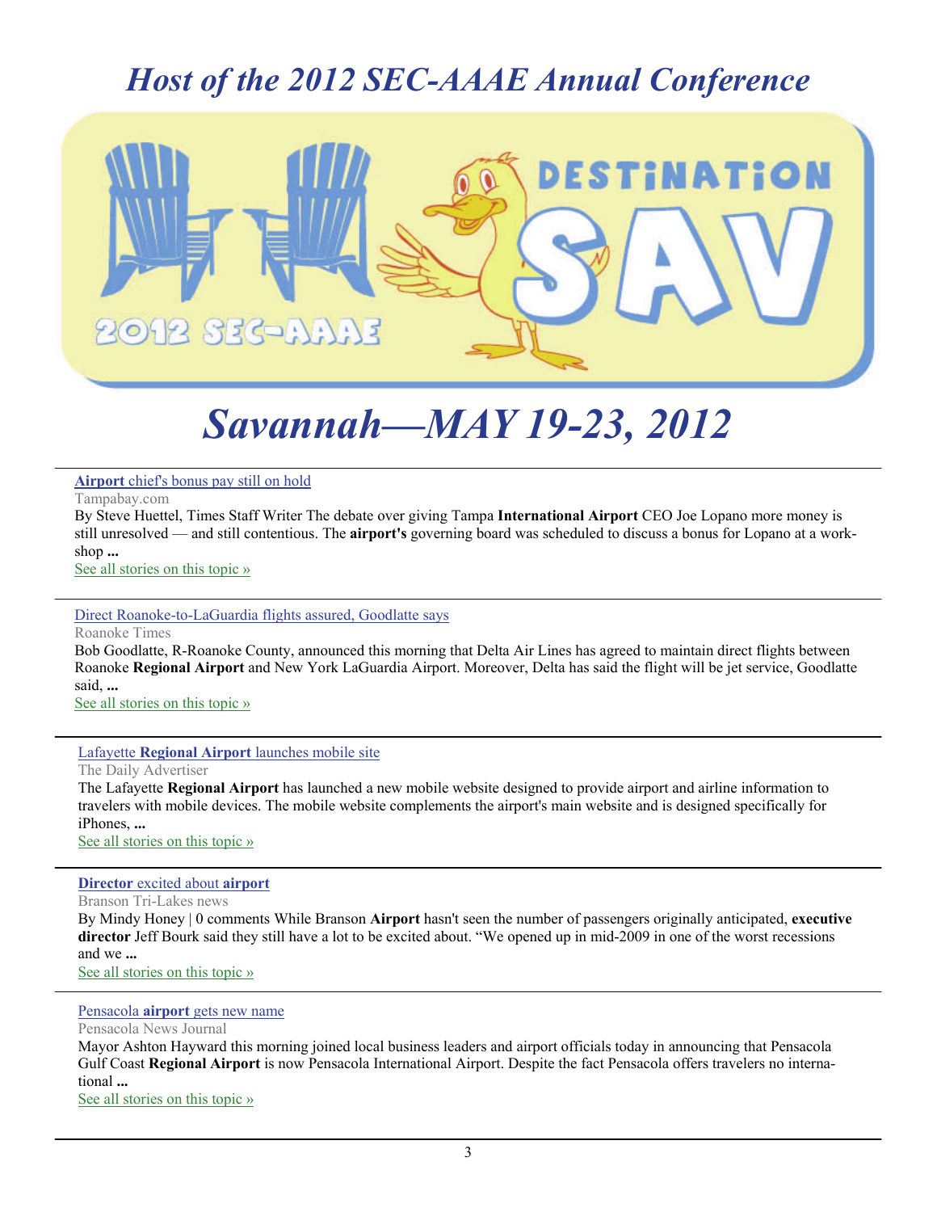# *Host of the 2012 SEC-AAAE Annual Conference*

2012 SEC-AAAE

DESTINATION SAV

# *Savannah—MAY 19-23, 2012*

---

**Airport** chief's bonus pay still on hold

Tampabay.com

By Steve Huettel, Times Staff Writer The debate over giving Tampa **International Airport** CEO Joe Lopano more money is still unresolved — and still contentious. The **airport's** governing board was scheduled to discuss a bonus for Lopano at a workshop **...**

See all stories on this topic »

---

Direct Roanoke-to-LaGuardia flights assured, Goodlatte says

Roanoke Times

Bob Goodlatte, R-Roanoke County, announced this morning that Delta Air Lines has agreed to maintain direct flights between Roanoke **Regional Airport** and New York LaGuardia Airport. Moreover, Delta has said the flight will be jet service, Goodlatte said, **...**

See all stories on this topic »

---

Lafayette **Regional Airport** launches mobile site

The Daily Advertiser

The Lafayette **Regional Airport** has launched a new mobile website designed to provide airport and airline information to travelers with mobile devices. The mobile website complements the airport's main website and is designed specifically for iPhones, **...**

See all stories on this topic »

---

**Director** excited about **airport**

Branson Tri-Lakes news

By Mindy Honey | 0 comments While Branson **Airport** hasn't seen the number of passengers originally anticipated, **executive director** Jeff Bourk said they still have a lot to be excited about. “We opened up in mid-2009 in one of the worst recessions and we **...**

See all stories on this topic »

---

Pensacola **airport** gets new name

Pensacola News Journal

Mayor Ashton Hayward this morning joined local business leaders and airport officials today in announcing that Pensacola Gulf Coast **Regional Airport** is now Pensacola International Airport. Despite the fact Pensacola offers travelers no international **...**

See all stories on this topic »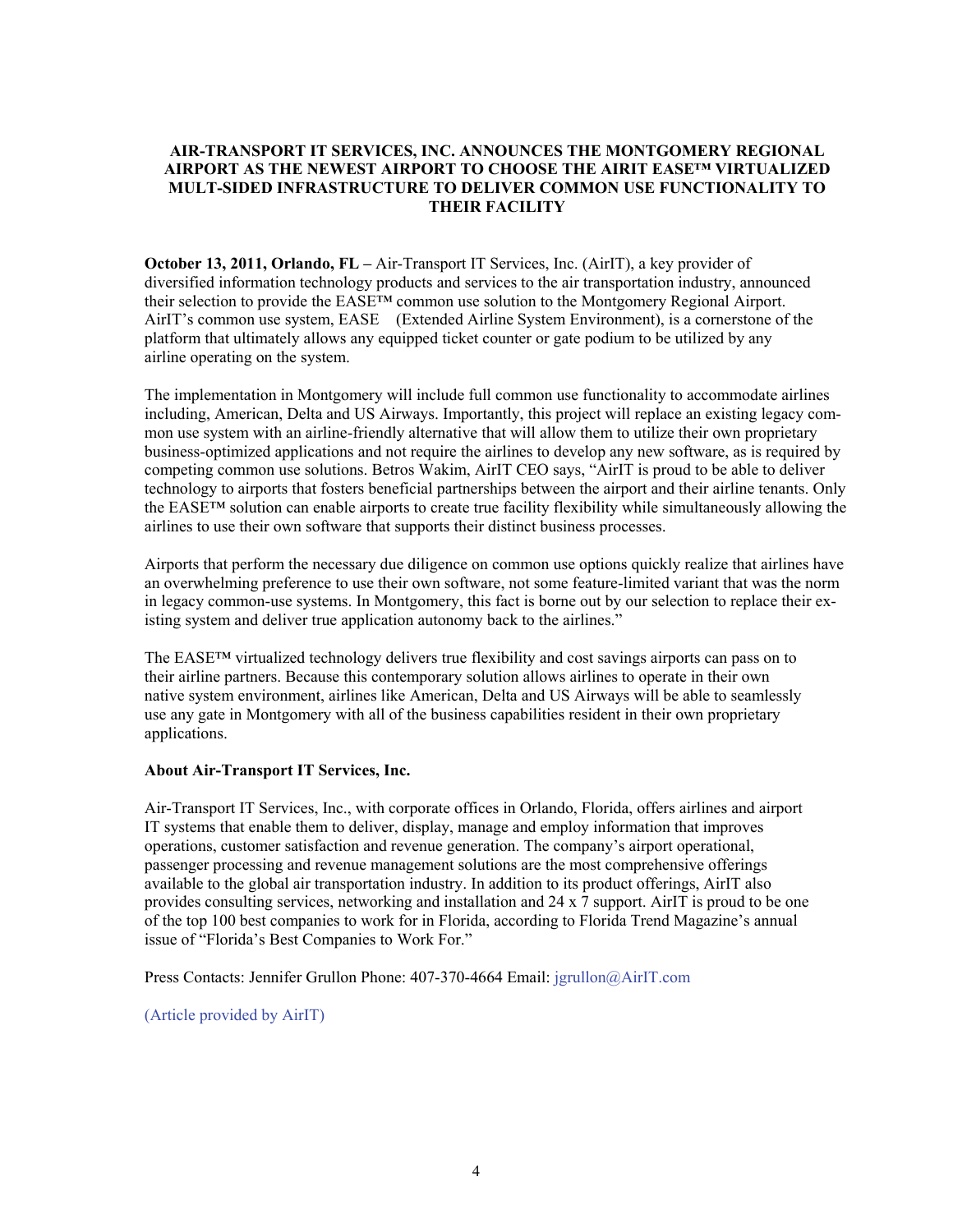## AIR-TRANSPORT IT SERVICES, INC. ANNOUNCES THE MONTGOMERY REGIONAL AIRPORT AS THE NEWEST AIRPORT TO CHOOSE THE AIRIT EASE™ VIRTUALIZED MULT-SIDED INFRASTRUCTURE TO DELIVER COMMON USE FUNCTIONALITY TO THEIR FACILITY

**October 13, 2011, Orlando, FL –** Air-Transport IT Services, Inc. (AirIT), a key provider of diversified information technology products and services to the air transportation industry, announced their selection to provide the EASE™ common use solution to the Montgomery Regional Airport. AirIT's common use system, EASE (Extended Airline System Environment), is a cornerstone of the platform that ultimately allows any equipped ticket counter or gate podium to be utilized by any airline operating on the system.

The implementation in Montgomery will include full common use functionality to accommodate airlines including, American, Delta and US Airways. Importantly, this project will replace an existing legacy common use system with an airline-friendly alternative that will allow them to utilize their own proprietary business-optimized applications and not require the airlines to develop any new software, as is required by competing common use solutions. Betros Wakim, AirIT CEO says, "AirIT is proud to be able to deliver technology to airports that fosters beneficial partnerships between the airport and their airline tenants. Only the EASE™ solution can enable airports to create true facility flexibility while simultaneously allowing the airlines to use their own software that supports their distinct business processes.

Airports that perform the necessary due diligence on common use options quickly realize that airlines have an overwhelming preference to use their own software, not some feature-limited variant that was the norm in legacy common-use systems. In Montgomery, this fact is borne out by our selection to replace their existing system and deliver true application autonomy back to the airlines."

The EASE™ virtualized technology delivers true flexibility and cost savings airports can pass on to their airline partners. Because this contemporary solution allows airlines to operate in their own native system environment, airlines like American, Delta and US Airways will be able to seamlessly use any gate in Montgomery with all of the business capabilities resident in their own proprietary applications.

**About Air-Transport IT Services, Inc.**

Air-Transport IT Services, Inc., with corporate offices in Orlando, Florida, offers airlines and airport IT systems that enable them to deliver, display, manage and employ information that improves operations, customer satisfaction and revenue generation. The company's airport operational, passenger processing and revenue management solutions are the most comprehensive offerings available to the global air transportation industry. In addition to its product offerings, AirIT also provides consulting services, networking and installation and 24 x 7 support. AirIT is proud to be one of the top 100 best companies to work for in Florida, according to Florida Trend Magazine's annual issue of "Florida's Best Companies to Work For."

Press Contacts: Jennifer Grullon Phone: 407-370-4664 Email: jgrullon@AirIT.com

(Article provided by AirIT)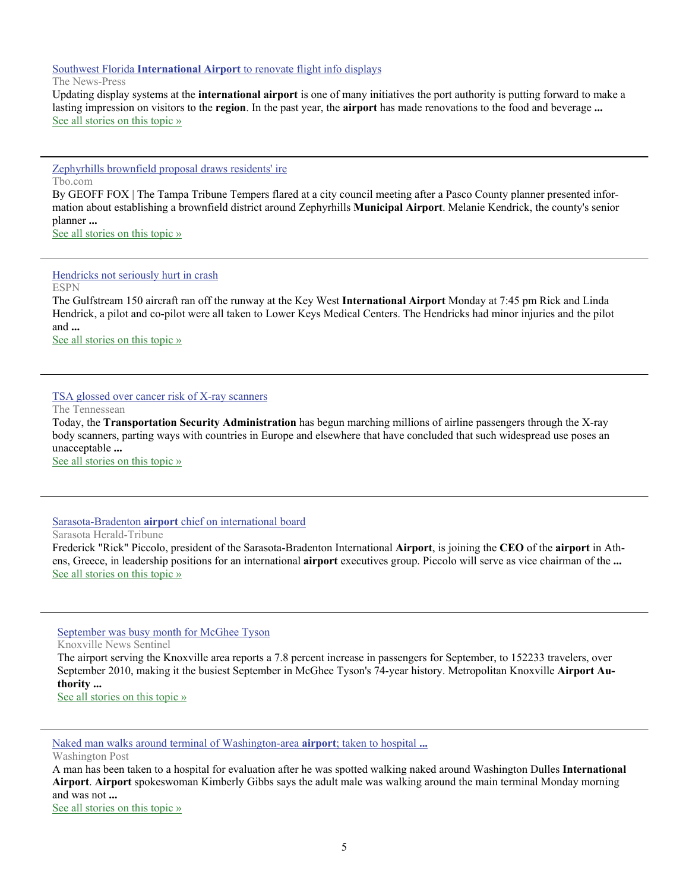[Southwest Florida **International Airport** to renovate flight info displays]

The News-Press

Updating display systems at the **international airport** is one of many initiatives the port authority is putting forward to make a lasting impression on visitors to the **region**. In the past year, the **airport** has made renovations to the food and beverage **...**

See all stories on this topic »

---

[Zephyrhills brownfield proposal draws residents' ire]

Tbo.com

By GEOFF FOX | The Tampa Tribune Tempers flared at a city council meeting after a Pasco County planner presented information about establishing a brownfield district around Zephyrhills **Municipal Airport**. Melanie Kendrick, the county's senior planner **...**

See all stories on this topic »

---

[Hendricks not seriously hurt in crash]

ESPN

The Gulfstream 150 aircraft ran off the runway at the Key West **International Airport** Monday at 7:45 pm Rick and Linda Hendrick, a pilot and co-pilot were all taken to Lower Keys Medical Centers. The Hendricks had minor injuries and the pilot and **...**

See all stories on this topic »

---

[TSA glossed over cancer risk of X-ray scanners]

The Tennessean

Today, the **Transportation Security Administration** has begun marching millions of airline passengers through the X-ray body scanners, parting ways with countries in Europe and elsewhere that have concluded that such widespread use poses an unacceptable **...**

See all stories on this topic »

---

[Sarasota-Bradenton **airport** chief on international board]

Sarasota Herald-Tribune

Frederick "Rick" Piccolo, president of the Sarasota-Bradenton International **Airport**, is joining the **CEO** of the **airport** in Athens, Greece, in leadership positions for an international **airport** executives group. Piccolo will serve as vice chairman of the **...**

See all stories on this topic »

---

[September was busy month for McGhee Tyson]

Knoxville News Sentinel

The airport serving the Knoxville area reports a 7.8 percent increase in passengers for September, to 152233 travelers, over September 2010, making it the busiest September in McGhee Tyson's 74-year history. Metropolitan Knoxville **Airport Authority ...**

See all stories on this topic »

---

[Naked man walks around terminal of Washington-area **airport**; taken to hospital **...**]

Washington Post

A man has been taken to a hospital for evaluation after he was spotted walking naked around Washington Dulles **International Airport**. **Airport** spokeswoman Kimberly Gibbs says the adult male was walking around the main terminal Monday morning and was not **...**

See all stories on this topic »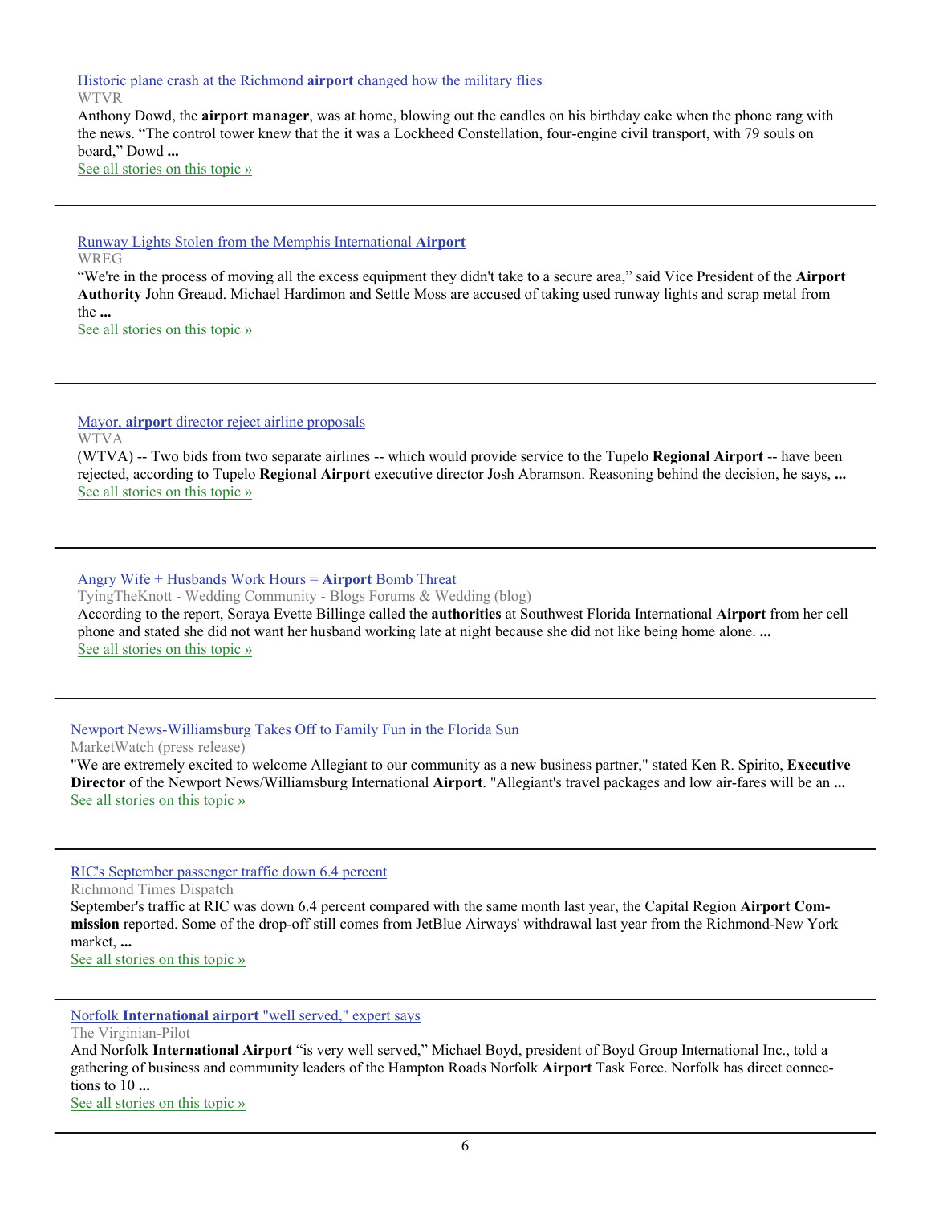[Historic plane crash at the Richmond **airport** changed how the military flies]

WTVR

Anthony Dowd, the **airport manager**, was at home, blowing out the candles on his birthday cake when the phone rang with the news. “The control tower knew that the it was a Lockheed Constellation, four-engine civil transport, with 79 souls on board,” Dowd **...**

See all stories on this topic »

---

[Runway Lights Stolen from the Memphis International **Airport**]

WREG

“We're in the process of moving all the excess equipment they didn't take to a secure area,” said Vice President of the **Airport Authority** John Greaud. Michael Hardimon and Settle Moss are accused of taking used runway lights and scrap metal from the **...**

See all stories on this topic »

---

[Mayor, **airport** director reject airline proposals]

WTVA

(WTVA) -- Two bids from two separate airlines -- which would provide service to the Tupelo **Regional Airport** -- have been rejected, according to Tupelo **Regional Airport** executive director Josh Abramson. Reasoning behind the decision, he says, **...**

See all stories on this topic »

---

[Angry Wife + Husbands Work Hours = **Airport** Bomb Threat]

TyingTheKnott - Wedding Community - Blogs Forums & Wedding (blog)

According to the report, Soraya Evette Billinge called the **authorities** at Southwest Florida International **Airport** from her cell phone and stated she did not want her husband working late at night because she did not like being home alone. **...**

See all stories on this topic »

---

[Newport News-Williamsburg Takes Off to Family Fun in the Florida Sun]

MarketWatch (press release)

"We are extremely excited to welcome Allegiant to our community as a new business partner," stated Ken R. Spirito, **Executive Director** of the Newport News/Williamsburg International **Airport**. "Allegiant's travel packages and low air-fares will be an **...**

See all stories on this topic »

---

[RIC's September passenger traffic down 6.4 percent]

Richmond Times Dispatch

September's traffic at RIC was down 6.4 percent compared with the same month last year, the Capital Region **Airport Commission** reported. Some of the drop-off still comes from JetBlue Airways' withdrawal last year from the Richmond-New York market, **...**

See all stories on this topic »

---

[Norfolk **International airport** "well served," expert says]

The Virginian-Pilot

And Norfolk **International Airport** “is very well served,” Michael Boyd, president of Boyd Group International Inc., told a gathering of business and community leaders of the Hampton Roads Norfolk **Airport** Task Force. Norfolk has direct connections to 10 **...**

See all stories on this topic »

---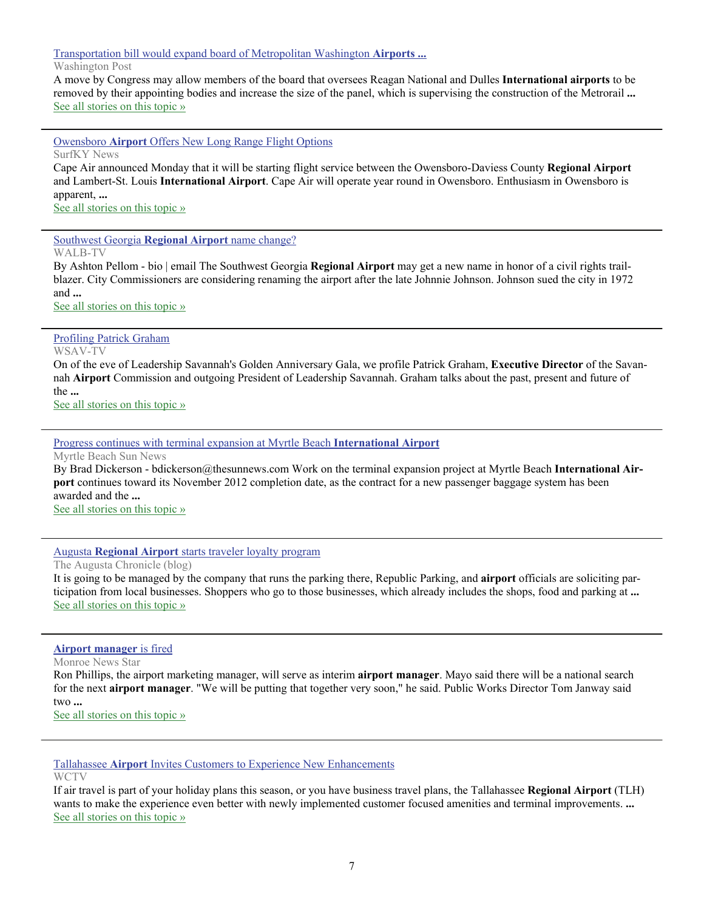[Transportation bill would expand board of Metropolitan Washington **Airports ...**]

Washington Post

A move by Congress may allow members of the board that oversees Reagan National and Dulles **International airports** to be removed by their appointing bodies and increase the size of the panel, which is supervising the construction of the Metrorail **...**

See all stories on this topic »

---

[Owensboro **Airport** Offers New Long Range Flight Options]

SurfKY News

Cape Air announced Monday that it will be starting flight service between the Owensboro-Daviess County **Regional Airport** and Lambert-St. Louis **International Airport**. Cape Air will operate year round in Owensboro. Enthusiasm in Owensboro is apparent, **...**

See all stories on this topic »

---

[Southwest Georgia **Regional Airport** name change?]

WALB-TV

By Ashton Pellom - bio | email The Southwest Georgia **Regional Airport** may get a new name in honor of a civil rights trail-blazer. City Commissioners are considering renaming the airport after the late Johnnie Johnson. Johnson sued the city in 1972 and **...**

See all stories on this topic »

---

[Profiling Patrick Graham]

WSAV-TV

On of the eve of Leadership Savannah's Golden Anniversary Gala, we profile Patrick Graham, **Executive Director** of the Savannah **Airport** Commission and outgoing President of Leadership Savannah. Graham talks about the past, present and future of the **...**

See all stories on this topic »

---

[Progress continues with terminal expansion at Myrtle Beach **International Airport**]

Myrtle Beach Sun News

By Brad Dickerson - bdickerson@thesunnews.com Work on the terminal expansion project at Myrtle Beach **International Airport** continues toward its November 2012 completion date, as the contract for a new passenger baggage system has been awarded and the **...**

See all stories on this topic »

---

[Augusta **Regional Airport** starts traveler loyalty program]

The Augusta Chronicle (blog)

It is going to be managed by the company that runs the parking there, Republic Parking, and **airport** officials are soliciting participation from local businesses. Shoppers who go to those businesses, which already includes the shops, food and parking at **...**

See all stories on this topic »

---

[**Airport manager** is fired]

Monroe News Star

Ron Phillips, the airport marketing manager, will serve as interim **airport manager**. Mayo said there will be a national search for the next **airport manager**. "We will be putting that together very soon," he said. Public Works Director Tom Janway said two **...**

See all stories on this topic »

---

[Tallahassee **Airport** Invites Customers to Experience New Enhancements]

WCTV

If air travel is part of your holiday plans this season, or you have business travel plans, the Tallahassee **Regional Airport** (TLH) wants to make the experience even better with newly implemented customer focused amenities and terminal improvements. **...**

See all stories on this topic »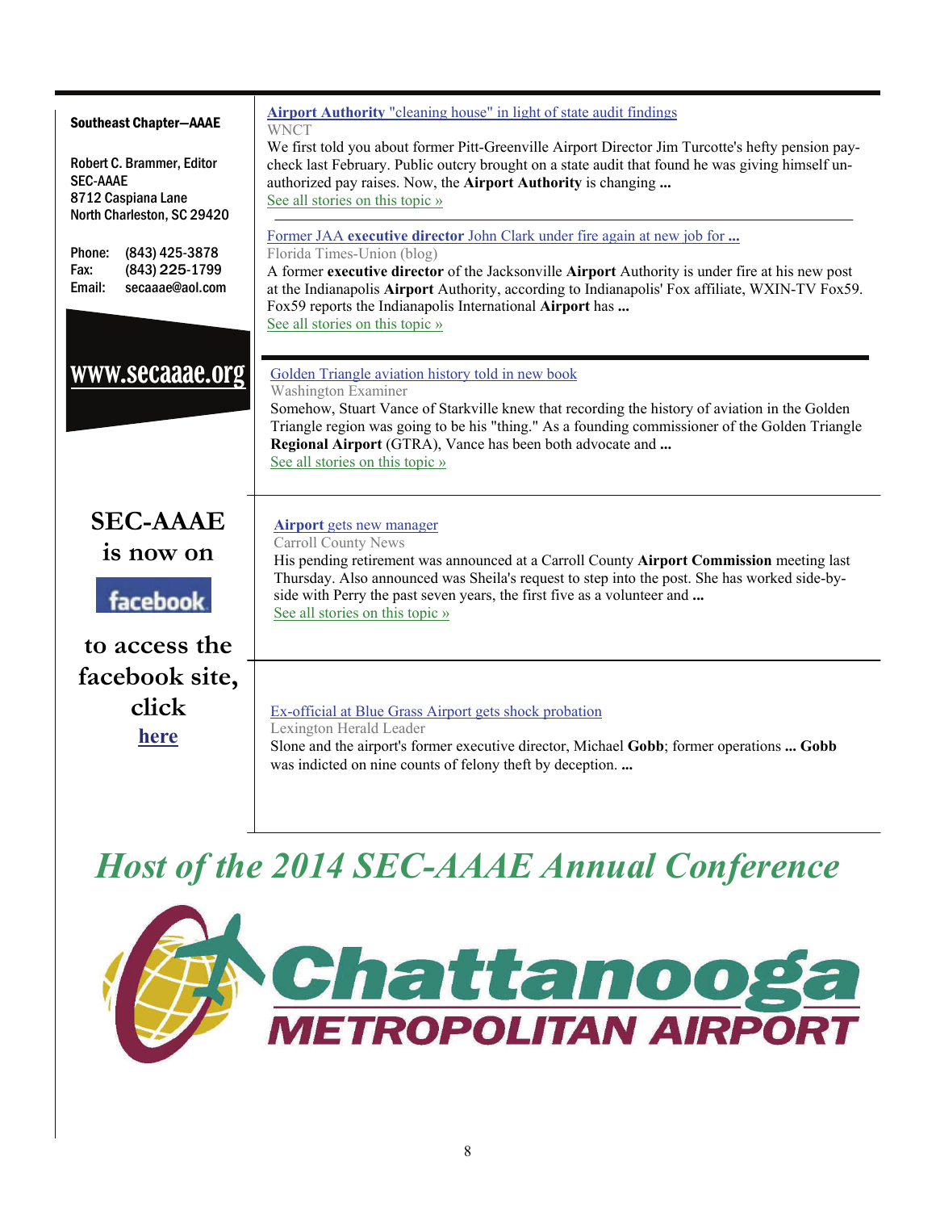Southeast Chapter—AAAE

Robert C. Brammer, Editor
SEC-AAAE
8712 Caspiana Lane
North Charleston, SC 29420

Phone: (843) 425-3878
Fax: (843) 225-1799
Email: secaaae@aol.com

www.secaaae.org

**SEC-AAAE is now on facebook**

**to access the facebook site, click here**

**Airport Authority** "cleaning house" in light of state audit findings
WNCT
We first told you about former Pitt-Greenville Airport Director Jim Turcotte's hefty pension pay-check last February. Public outcry brought on a state audit that found he was giving himself un-authorized pay raises. Now, the **Airport Authority** is changing **...**
See all stories on this topic »

Former JAA **executive director** John Clark under fire again at new job for **...**
Florida Times-Union (blog)
A former **executive director** of the Jacksonville **Airport** Authority is under fire at his new post at the Indianapolis **Airport** Authority, according to Indianapolis' Fox affiliate, WXIN-TV Fox59. Fox59 reports the Indianapolis International **Airport** has **...**
See all stories on this topic »

Golden Triangle aviation history told in new book
Washington Examiner
Somehow, Stuart Vance of Starkville knew that recording the history of aviation in the Golden Triangle region was going to be his "thing." As a founding commissioner of the Golden Triangle **Regional Airport** (GTRA), Vance has been both advocate and **...**
See all stories on this topic »

**Airport** gets new manager
Carroll County News
His pending retirement was announced at a Carroll County **Airport Commission** meeting last Thursday. Also announced was Sheila's request to step into the post. She has worked side-by-side with Perry the past seven years, the first five as a volunteer and **...**
See all stories on this topic »

Ex-official at Blue Grass Airport gets shock probation
Lexington Herald Leader
Slone and the airport's former executive director, Michael **Gobb**; former operations **... Gobb** was indicted on nine counts of felony theft by deception. **...**

## *Host of the 2014 SEC-AAAE Annual Conference*

**Chattanooga METROPOLITAN AIRPORT**